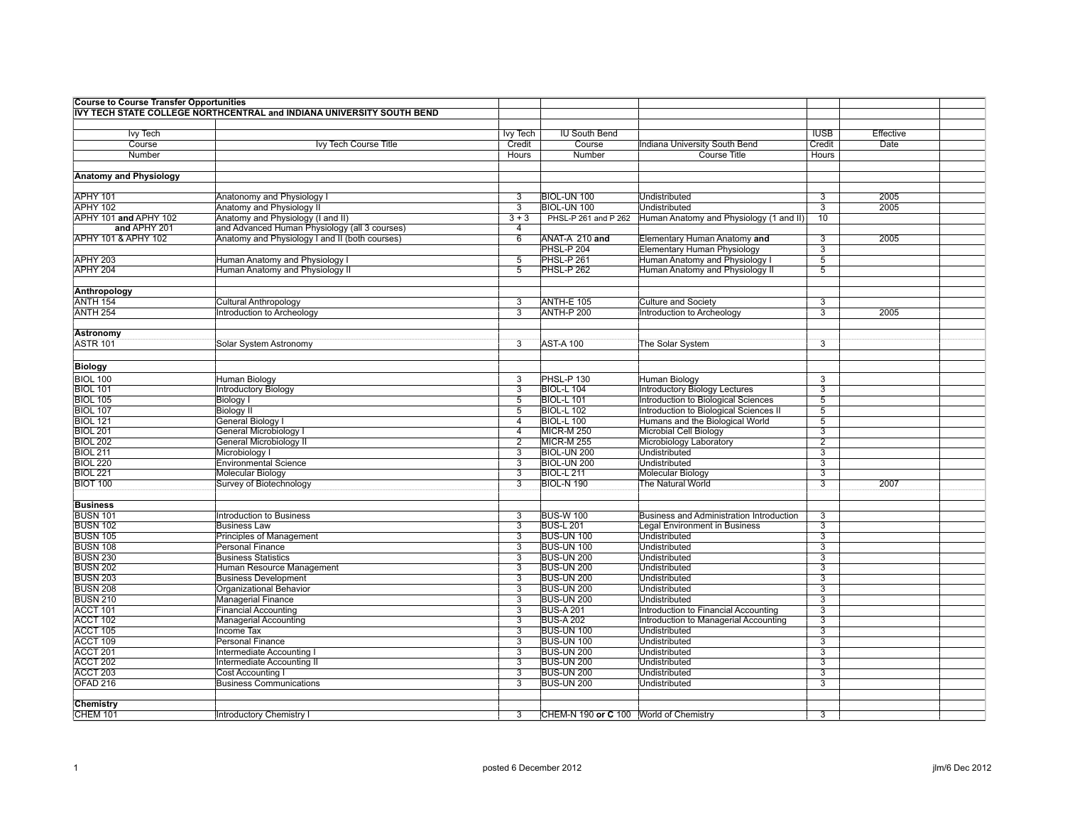**Course to Course Transfer Opportunities**

**IVY TECH STATE COLLEGE NORTHCENTRAL and INDIANA UNIVERSITY SOUTH BEND**

| Ivy Tech Course Number | Ivy Tech Course Title | Ivy Tech Credit Hours | IU South Bend Course Number | Indiana University South Bend Course Title | IUSB Credit Hours | Effective Date |
|---|---|---|---|---|---|---|
| **Anatomy and Physiology** | | | | | | |
| APHY 101 | Anatonomy and Physiology I | 3 | BIOL-UN 100 | Undistributed | 3 | 2005 |
| APHY 102 | Anatomy and Physiology II | 3 | BIOL-UN 100 | Undistributed | 3 | 2005 |
| APHY 101 **and** APHY 102 | Anatomy and Physiology (I and II) | 3 + 3 | PHSL-P 261 and P 262 | Human Anatomy and Physiology (1 and II) | 10 | |
| **and** APHY 201 | and Advanced Human Physiology (all 3 courses) | 4 | | | | |
| APHY 101 & APHY 102 | Anatomy and Physiology I and II (both courses) | 6 | ANAT-A 210 **and** | Elementary Human Anatomy **and** | 3 | 2005 |
| | | | PHSL-P 204 | Elementary Human Physiology | 3 | |
| APHY 203 | Human Anatomy and Physiology I | 5 | PHSL-P 261 | Human Anatomy and Physiology I | 5 | |
| APHY 204 | Human Anatomy and Physiology II | 5 | PHSL-P 262 | Human Anatomy and Physiology II | 5 | |
| **Anthropology** | | | | | | |
| ANTH 154 | Cultural Anthropology | 3 | ANTH-E 105 | Culture and Society | 3 | |
| ANTH 254 | Introduction to Archeology | 3 | ANTH-P 200 | Introduction to Archeology | 3 | 2005 |
| **Astronomy** | | | | | | |
| ASTR 101 | Solar System Astronomy | 3 | AST-A 100 | The Solar System | 3 | |
| **Biology** | | | | | | |
| BIOL 100 | Human Biology | 3 | PHSL-P 130 | Human Biology | 3 | |
| BIOL 101 | Introductory Biology | 3 | BIOL-L 104 | Introductory Biology Lectures | 3 | |
| BIOL 105 | Biology I | 5 | BIOL-L 101 | Introduction to Biological Sciences | 5 | |
| BIOL 107 | Biology II | 5 | BIOL-L 102 | Introduction to Biological Sciences II | 5 | |
| BIOL 121 | General Biology I | 4 | BIOL-L 100 | Humans and the Biological World | 5 | |
| BIOL 201 | General Microbiology I | 4 | MICR-M 250 | Microbial Cell Biology | 3 | |
| BIOL 202 | General Microbiology II | 2 | MICR-M 255 | Microbiology Laboratory | 2 | |
| BIOL 211 | Microbiology I | 3 | BIOL-UN 200 | Undistributed | 3 | |
| BIOL 220 | Environmental Science | 3 | BIOL-UN 200 | Undistributed | 3 | |
| BIOL 221 | Molecular Biology | 3 | BIOL-L 211 | Molecular Biology | 3 | |
| BIOT 100 | Survey of Biotechnology | 3 | BIOL-N 190 | The Natural World | 3 | 2007 |
| **Business** | | | | | | |
| BUSN 101 | Introduction to Business | 3 | BUS-W 100 | Business and Administration Introduction | 3 | |
| BUSN 102 | Business Law | 3 | BUS-L 201 | Legal Environment in Business | 3 | |
| BUSN 105 | Principles of Management | 3 | BUS-UN 100 | Undistributed | 3 | |
| BUSN 108 | Personal Finance | 3 | BUS-UN 100 | Undistributed | 3 | |
| BUSN 230 | Business Statistics | 3 | BUS-UN 200 | Undistributed | 3 | |
| BUSN 202 | Human Resource Management | 3 | BUS-UN 200 | Undistributed | 3 | |
| BUSN 203 | Business Development | 3 | BUS-UN 200 | Undistributed | 3 | |
| BUSN 208 | Organizational Behavior | 3 | BUS-UN 200 | Undistributed | 3 | |
| BUSN 210 | Managerial Finance | 3 | BUS-UN 200 | Undistributed | 3 | |
| ACCT 101 | Financial Accounting | 3 | BUS-A 201 | Introduction to Financial Accounting | 3 | |
| ACCT 102 | Managerial Accounting | 3 | BUS-A 202 | Introduction to Managerial Accounting | 3 | |
| ACCT 105 | Income Tax | 3 | BUS-UN 100 | Undistributed | 3 | |
| ACCT 109 | Personal Finance | 3 | BUS-UN 100 | Undistributed | 3 | |
| ACCT 201 | Intermediate Accounting I | 3 | BUS-UN 200 | Undistributed | 3 | |
| ACCT 202 | Intermediate Accounting II | 3 | BUS-UN 200 | Undistributed | 3 | |
| ACCT 203 | Cost Accounting I | 3 | BUS-UN 200 | Undistributed | 3 | |
| OFAD 216 | Business Communications | 3 | BUS-UN 200 | Undistributed | 3 | |
| **Chemistry** | | | | | | |
| CHEM 101 | Introductory Chemistry I | 3 | CHEM-N 190 **or C** 100 | World of Chemistry | 3 | |

posted 6 December 2012

jlm/6 Dec 2012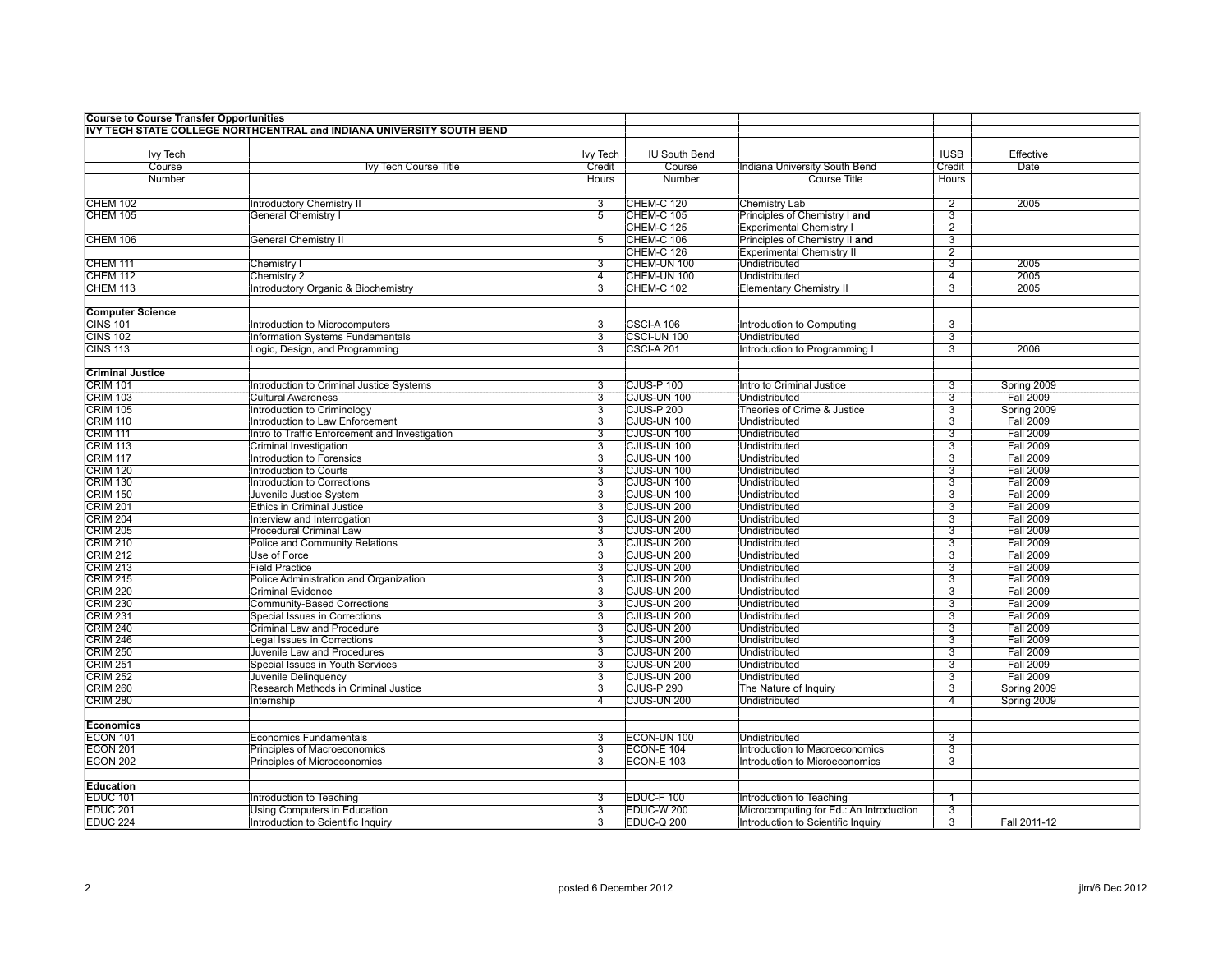**Course to Course Transfer Opportunities**

**IVY TECH STATE COLLEGE NORTHCENTRAL and INDIANA UNIVERSITY SOUTH BEND**

| Ivy Tech Course Number | Ivy Tech Course Title | Ivy Tech Credit Hours | IU South Bend Course Number | Indiana University South Bend Course Title | IUSB Credit Hours | Effective Date |
|---|---|---|---|---|---|---|
| CHEM 102 | Introductory Chemistry II | 3 | CHEM-C 120 | Chemistry Lab | 2 | 2005 |
| CHEM 105 | General Chemistry I | 5 | CHEM-C 105 | Principles of Chemistry I **and** | 3 | |
| | | | CHEM-C 125 | Experimental Chemistry I | 2 | |
| CHEM 106 | General Chemistry II | 5 | CHEM-C 106 | Principles of Chemistry II **and** | 3 | |
| | | | CHEM-C 126 | Experimental Chemistry II | 2 | |
| CHEM 111 | Chemistry I | 3 | CHEM-UN 100 | Undistributed | 3 | 2005 |
| CHEM 112 | Chemistry 2 | 4 | CHEM-UN 100 | Undistributed | 4 | 2005 |
| CHEM 113 | Introductory Organic & Biochemistry | 3 | CHEM-C 102 | Elementary Chemistry II | 3 | 2005 |
| **Computer Science** | | | | | | |
| CINS 101 | Introduction to Microcomputers | 3 | CSCI-A 106 | Introduction to Computing | 3 | |
| CINS 102 | Information Systems Fundamentals | 3 | CSCI-UN 100 | Undistributed | 3 | |
| CINS 113 | Logic, Design, and Programming | 3 | CSCI-A 201 | Introduction to Programming I | 3 | 2006 |
| **Criminal Justice** | | | | | | |
| CRIM 101 | Introduction to Criminal Justice Systems | 3 | CJUS-P 100 | Intro to Criminal Justice | 3 | Spring 2009 |
| CRIM 103 | Cultural Awareness | 3 | CJUS-UN 100 | Undistributed | 3 | Fall 2009 |
| CRIM 105 | Introduction to Criminology | 3 | CJUS-P 200 | Theories of Crime & Justice | 3 | Spring 2009 |
| CRIM 110 | Introduction to Law Enforcement | 3 | CJUS-UN 100 | Undistributed | 3 | Fall 2009 |
| CRIM 111 | Intro to Traffic Enforcement and Investigation | 3 | CJUS-UN 100 | Undistributed | 3 | Fall 2009 |
| CRIM 113 | Criminal Investigation | 3 | CJUS-UN 100 | Undistributed | 3 | Fall 2009 |
| CRIM 117 | Introduction to Forensics | 3 | CJUS-UN 100 | Undistributed | 3 | Fall 2009 |
| CRIM 120 | Introduction to Courts | 3 | CJUS-UN 100 | Undistributed | 3 | Fall 2009 |
| CRIM 130 | Introduction to Corrections | 3 | CJUS-UN 100 | Undistributed | 3 | Fall 2009 |
| CRIM 150 | Juvenile Justice System | 3 | CJUS-UN 100 | Undistributed | 3 | Fall 2009 |
| CRIM 201 | Ethics in Criminal Justice | 3 | CJUS-UN 200 | Undistributed | 3 | Fall 2009 |
| CRIM 204 | Interview and Interrogation | 3 | CJUS-UN 200 | Undistributed | 3 | Fall 2009 |
| CRIM 205 | Procedural Criminal Law | 3 | CJUS-UN 200 | Undistributed | 3 | Fall 2009 |
| CRIM 210 | Police and Community Relations | 3 | CJUS-UN 200 | Undistributed | 3 | Fall 2009 |
| CRIM 212 | Use of Force | 3 | CJUS-UN 200 | Undistributed | 3 | Fall 2009 |
| CRIM 213 | Field Practice | 3 | CJUS-UN 200 | Undistributed | 3 | Fall 2009 |
| CRIM 215 | Police Administration and Organization | 3 | CJUS-UN 200 | Undistributed | 3 | Fall 2009 |
| CRIM 220 | Criminal Evidence | 3 | CJUS-UN 200 | Undistributed | 3 | Fall 2009 |
| CRIM 230 | Community-Based Corrections | 3 | CJUS-UN 200 | Undistributed | 3 | Fall 2009 |
| CRIM 231 | Special Issues in Corrections | 3 | CJUS-UN 200 | Undistributed | 3 | Fall 2009 |
| CRIM 240 | Criminal Law and Procedure | 3 | CJUS-UN 200 | Undistributed | 3 | Fall 2009 |
| CRIM 246 | Legal Issues in Corrections | 3 | CJUS-UN 200 | Undistributed | 3 | Fall 2009 |
| CRIM 250 | Juvenile Law and Procedures | 3 | CJUS-UN 200 | Undistributed | 3 | Fall 2009 |
| CRIM 251 | Special Issues in Youth Services | 3 | CJUS-UN 200 | Undistributed | 3 | Fall 2009 |
| CRIM 252 | Juvenile Delinquency | 3 | CJUS-UN 200 | Undistributed | 3 | Fall 2009 |
| CRIM 260 | Research Methods in Criminal Justice | 3 | CJUS-P 290 | The Nature of Inquiry | 3 | Spring 2009 |
| CRIM 280 | Internship | 4 | CJUS-UN 200 | Undistributed | 4 | Spring 2009 |
| **Economics** | | | | | | |
| ECON 101 | Economics Fundamentals | 3 | ECON-UN 100 | Undistributed | 3 | |
| ECON 201 | Principles of Macroeconomics | 3 | ECON-E 104 | Introduction to Macroeconomics | 3 | |
| ECON 202 | Principles of Microeconomics | 3 | ECON-E 103 | Introduction to Microeconomics | 3 | |
| **Education** | | | | | | |
| EDUC 101 | Introduction to Teaching | 3 | EDUC-F 100 | Introduction to Teaching | 1 | |
| EDUC 201 | Using Computers in Education | 3 | EDUC-W 200 | Microcomputing for Ed.: An Introduction | 3 | |
| EDUC 224 | Introduction to Scientific Inquiry | 3 | EDUC-Q 200 | Introduction to Scientific Inquiry | 3 | Fall 2011-12 |

posted 6 December 2012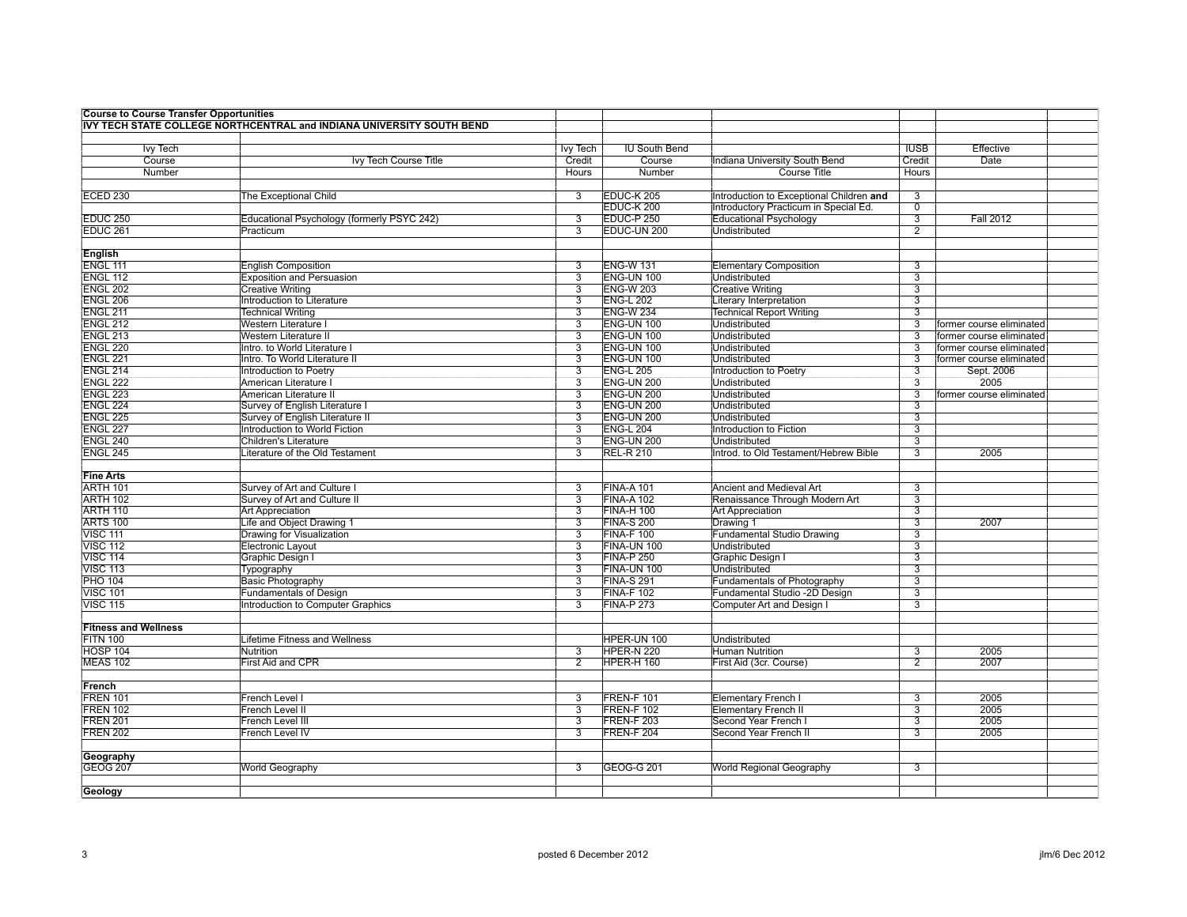| **Course to Course Transfer Opportunities** | | | | | | | |
|---|---|---|---|---|---|---|---|
| **IVY TECH STATE COLLEGE NORTHCENTRAL and INDIANA UNIVERSITY SOUTH BEND** | | | | | | | |
| Ivy Tech Course Number | Ivy Tech Course Title | Ivy Tech Credit Hours | IU South Bend Course Number | Indiana University South Bend Course Title | IUSB Credit Hours | Effective Date | |
| ECED 230 | The Exceptional Child | 3 | EDUC-K 205 | Introduction to Exceptional Children **and** | 3 | | |
| | | | EDUC-K 200 | Introductory Practicum in Special Ed. | 0 | | |
| EDUC 250 | Educational Psychology (formerly PSYC 242) | 3 | EDUC-P 250 | Educational Psychology | 3 | Fall 2012 | |
| EDUC 261 | Practicum | 3 | EDUC-UN 200 | Undistributed | 2 | | |
| **English** | | | | | | | |
| ENGL 111 | English Composition | 3 | ENG-W 131 | Elementary Composition | 3 | | |
| ENGL 112 | Exposition and Persuasion | 3 | ENG-UN 100 | Undistributed | 3 | | |
| ENGL 202 | Creative Writing | 3 | ENG-W 203 | Creative Writing | 3 | | |
| ENGL 206 | Introduction to Literature | 3 | ENG-L 202 | Literary Interpretation | 3 | | |
| ENGL 211 | Technical Writing | 3 | ENG-W 234 | Technical Report Writing | 3 | | |
| ENGL 212 | Western Literature I | 3 | ENG-UN 100 | Undistributed | 3 | former course eliminated | |
| ENGL 213 | Western Literature II | 3 | ENG-UN 100 | Undistributed | 3 | former course eliminated | |
| ENGL 220 | Intro. to World Literature I | 3 | ENG-UN 100 | Undistributed | 3 | former course eliminated | |
| ENGL 221 | Intro. To World Literature II | 3 | ENG-UN 100 | Undistributed | 3 | former course eliminated | |
| ENGL 214 | Introduction to Poetry | 3 | ENG-L 205 | Introduction to Poetry | 3 | Sept. 2006 | |
| ENGL 222 | American Literature I | 3 | ENG-UN 200 | Undistributed | 3 | 2005 | |
| ENGL 223 | American Literature II | 3 | ENG-UN 200 | Undistributed | 3 | former course eliminated | |
| ENGL 224 | Survey of English Literature I | 3 | ENG-UN 200 | Undistributed | 3 | | |
| ENGL 225 | Survey of English Literature II | 3 | ENG-UN 200 | Undistributed | 3 | | |
| ENGL 227 | Introduction to World Fiction | 3 | ENG-L 204 | Introduction to Fiction | 3 | | |
| ENGL 240 | Children's Literature | 3 | ENG-UN 200 | Undistributed | 3 | | |
| ENGL 245 | Literature of the Old Testament | 3 | REL-R 210 | Introd. to Old Testament/Hebrew Bible | 3 | 2005 | |
| **Fine Arts** | | | | | | | |
| ARTH 101 | Survey of Art and Culture I | 3 | FINA-A 101 | Ancient and Medieval Art | 3 | | |
| ARTH 102 | Survey of Art and Culture II | 3 | FINA-A 102 | Renaissance Through Modern Art | 3 | | |
| ARTH 110 | Art Appreciation | 3 | FINA-H 100 | Art Appreciation | 3 | | |
| ARTS 100 | Life and Object Drawing 1 | 3 | FINA-S 200 | Drawing 1 | 3 | 2007 | |
| VISC 111 | Drawing for Visualization | 3 | FINA-F 100 | Fundamental Studio Drawing | 3 | | |
| VISC 112 | Electronic Layout | 3 | FINA-UN 100 | Undistributed | 3 | | |
| VISC 114 | Graphic Design I | 3 | FINA-P 250 | Graphic Design I | 3 | | |
| VISC 113 | Typography | 3 | FINA-UN 100 | Undistributed | 3 | | |
| PHO 104 | Basic Photography | 3 | FINA-S 291 | Fundamentals of Photography | 3 | | |
| VISC 101 | Fundamentals of Design | 3 | FINA-F 102 | Fundamental Studio -2D Design | 3 | | |
| VISC 115 | Introduction to Computer Graphics | 3 | FINA-P 273 | Computer Art and Design I | 3 | | |
| **Fitness and Wellness** | | | | | | | |
| FITN 100 | Lifetime Fitness and Wellness | | HPER-UN 100 | Undistributed | | | |
| HOSP 104 | Nutrition | 3 | HPER-N 220 | Human Nutrition | 3 | 2005 | |
| MEAS 102 | First Aid and CPR | 2 | HPER-H 160 | First Aid (3cr. Course) | 2 | 2007 | |
| **French** | | | | | | | |
| FREN 101 | French Level I | 3 | FREN-F 101 | Elementary French I | 3 | 2005 | |
| FREN 102 | French Level II | 3 | FREN-F 102 | Elementary French II | 3 | 2005 | |
| FREN 201 | French Level III | 3 | FREN-F 203 | Second Year French I | 3 | 2005 | |
| FREN 202 | French Level IV | 3 | FREN-F 204 | Second Year French II | 3 | 2005 | |
| **Geography** | | | | | | | |
| GEOG 207 | World Geography | 3 | GEOG-G 201 | World Regional Geography | 3 | | |
| **Geology** | | | | | | | |

posted 6 December 2012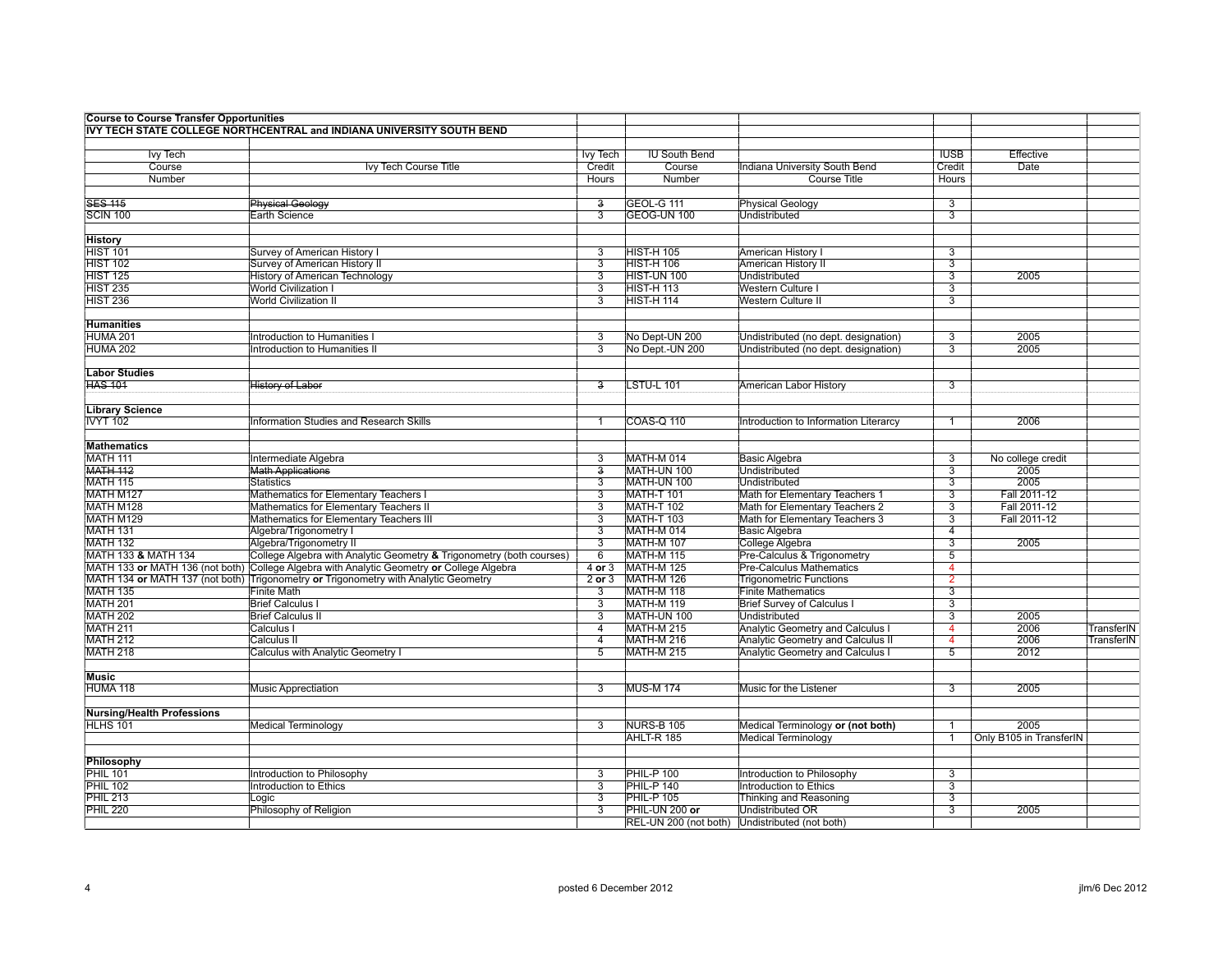| **Course to Course Transfer Opportunities** | | | | | | | |
|---|---|---|---|---|---|---|---|
| **IVY TECH STATE COLLEGE NORTHCENTRAL and INDIANA UNIVERSITY SOUTH BEND** | | | | | | | |
| | | | | | | | |
| Ivy Tech Course Number | Ivy Tech Course Title | Ivy Tech Credit Hours | IU South Bend Course Number | Indiana University South Bend Course Title | IUSB Credit Hours | Effective Date | |
| | | | | | | | |
| ~~SES 115~~ | ~~Physical Geology~~ | ~~3~~ | GEOL-G 111 | Physical Geology | 3 | | |
| SCIN 100 | Earth Science | 3 | GEOG-UN 100 | Undistributed | 3 | | |
| | | | | | | | |
| **History** | | | | | | | |
| HIST 101 | Survey of American History I | 3 | HIST-H 105 | American History I | 3 | | |
| HIST 102 | Survey of American History II | 3 | HIST-H 106 | American History II | 3 | | |
| HIST 125 | History of American Technology | 3 | HIST-UN 100 | Undistributed | 3 | 2005 | |
| HIST 235 | World Civilization I | 3 | HIST-H 113 | Western Culture I | 3 | | |
| HIST 236 | World Civilization II | 3 | HIST-H 114 | Western Culture II | 3 | | |
| | | | | | | | |
| **Humanities** | | | | | | | |
| HUMA 201 | Introduction to Humanities I | 3 | No Dept-UN 200 | Undistributed (no dept. designation) | 3 | 2005 | |
| HUMA 202 | Introduction to Humanities II | 3 | No Dept.-UN 200 | Undistributed (no dept. designation) | 3 | 2005 | |
| | | | | | | | |
| **Labor Studies** | | | | | | | |
| ~~HAS 101~~ | ~~History of Labor~~ | ~~3~~ | LSTU-L 101 | American Labor History | 3 | | |
| | | | | | | | |
| **Library Science** | | | | | | | |
| IVYT 102 | Information Studies and Research Skills | 1 | COAS-Q 110 | Introduction to Information Literarcy | 1 | 2006 | |
| | | | | | | | |
| **Mathematics** | | | | | | | |
| MATH 111 | Intermediate Algebra | 3 | MATH-M 014 | Basic Algebra | 3 | No college credit | |
| ~~MATH 112~~ | ~~Math Applications~~ | ~~3~~ | MATH-UN 100 | Undistributed | 3 | 2005 | |
| MATH 115 | Statistics | 3 | MATH-UN 100 | Undistributed | 3 | 2005 | |
| MATH M127 | Mathematics for Elementary Teachers I | 3 | MATH-T 101 | Math for Elementary Teachers 1 | 3 | Fall 2011-12 | |
| MATH M128 | Mathematics for Elementary Teachers II | 3 | MATH-T 102 | Math for Elementary Teachers 2 | 3 | Fall 2011-12 | |
| MATH M129 | Mathematics for Elementary Teachers III | 3 | MATH-T 103 | Math for Elementary Teachers 3 | 3 | Fall 2011-12 | |
| MATH 131 | Algebra/Trigonometry I | 3 | MATH-M 014 | Basic Algebra | 4 | | |
| MATH 132 | Algebra/Trigonometry II | 3 | MATH-M 107 | College Algebra | 3 | 2005 | |
| MATH 133 **&** MATH 134 | College Algebra with Analytic Geometry **&** Trigonometry (both courses) | 6 | MATH-M 115 | Pre-Calculus & Trigonometry | 5 | | |
| MATH 133 **or** MATH 136 (not both) | College Algebra with Analytic Geometry **or** College Algebra | 4 **or** 3 | MATH-M 125 | Pre-Calculus Mathematics | 4 | | |
| MATH 134 **or** MATH 137 (not both) | Trigonometry **or** Trigonometry with Analytic Geometry | 2 **or** 3 | MATH-M 126 | Trigonometric Functions | 2 | | |
| MATH 135 | Finite Math | 3 | MATH-M 118 | Finite Mathematics | 3 | | |
| MATH 201 | Brief Calculus I | 3 | MATH-M 119 | Brief Survey of Calculus I | 3 | | |
| MATH 202 | Brief Calculus II | 3 | MATH-UN 100 | Undistributed | 3 | 2005 | |
| MATH 211 | Calculus I | 4 | MATH-M 215 | Analytic Geometry and Calculus I | 4 | 2006 | TransferIN |
| MATH 212 | Calculus II | 4 | MATH-M 216 | Analytic Geometry and Calculus II | 4 | 2006 | TransferIN |
| MATH 218 | Calculus with Analytic Geometry I | 5 | MATH-M 215 | Analytic Geometry and Calculus I | 5 | 2012 | |
| | | | | | | | |
| **Music** | | | | | | | |
| HUMA 118 | Music Appreciation | 3 | MUS-M 174 | Music for the Listener | 3 | 2005 | |
| | | | | | | | |
| **Nursing/Health Professions** | | | | | | | |
| HLHS 101 | Medical Terminology | 3 | NURS-B 105 | Medical Terminology **or (not both)** | 1 | 2005 | |
| | | | AHLT-R 185 | Medical Terminology | 1 | Only B105 in TransferIN | |
| | | | | | | | |
| **Philosophy** | | | | | | | |
| PHIL 101 | Introduction to Philosophy | 3 | PHIL-P 100 | Introduction to Philosophy | 3 | | |
| PHIL 102 | Introduction to Ethics | 3 | PHIL-P 140 | Introduction to Ethics | 3 | | |
| PHIL 213 | Logic | 3 | PHIL-P 105 | Thinking and Reasoning | 3 | | |
| PHIL 220 | Philosophy of Religion | 3 | PHIL-UN 200 **or** | Undistributed OR | 3 | 2005 | |
| | | | REL-UN 200 (not both) | Undistributed (not both) | | | |

posted 6 December 2012

jlm/6 Dec 2012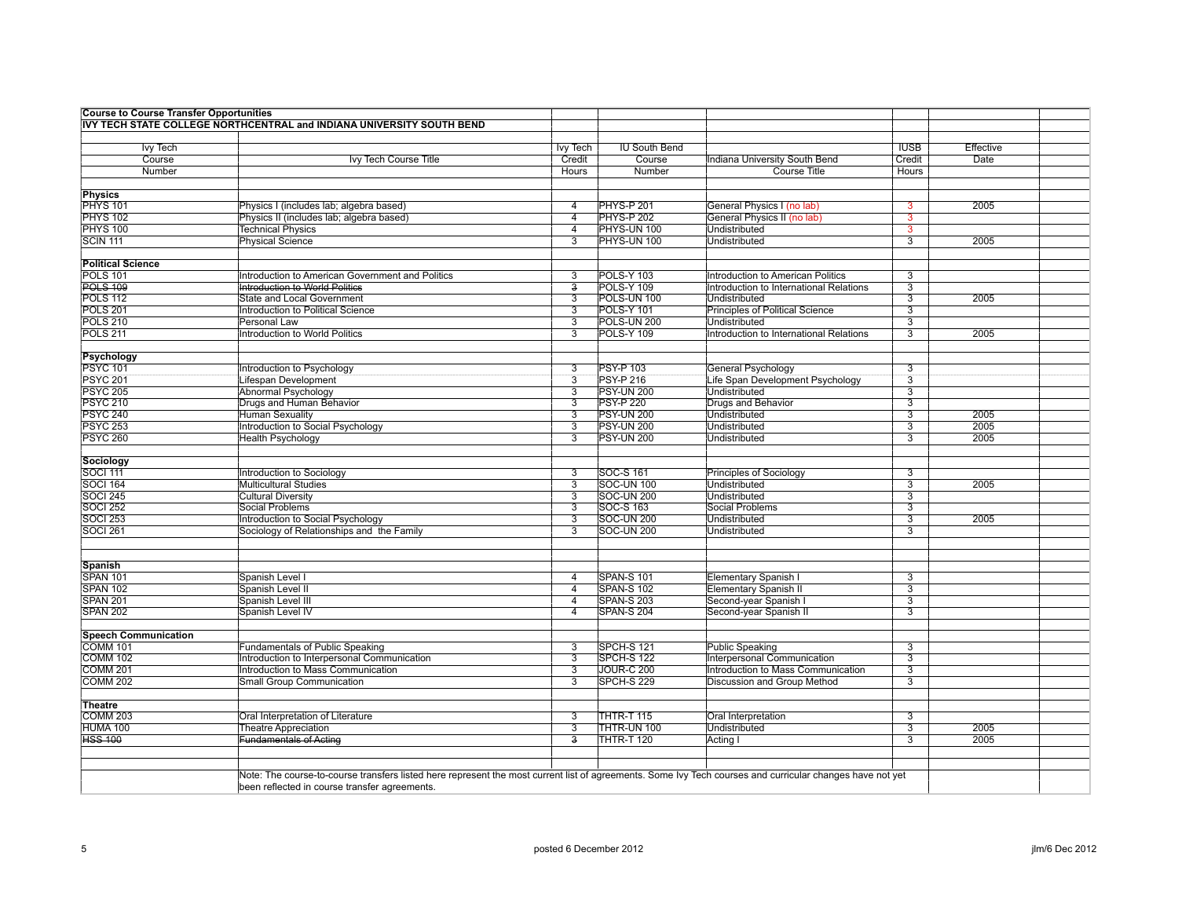**Course to Course Transfer Opportunities**

**IVY TECH STATE COLLEGE NORTHCENTRAL and INDIANA UNIVERSITY SOUTH BEND**

| Ivy Tech Course Number | Ivy Tech Course Title | Ivy Tech Credit Hours | IU South Bend Course Number | Indiana University South Bend Course Title | IUSB Credit Hours | Effective Date |
|---|---|---|---|---|---|---|
| **Physics** | | | | | | |
| PHYS 101 | Physics I (includes lab; algebra based) | 4 | PHYS-P 201 | General Physics I (no lab) | 3 | 2005 |
| PHYS 102 | Physics II (includes lab; algebra based) | 4 | PHYS-P 202 | General Physics II (no lab) | 3 | |
| PHYS 100 | Technical Physics | 4 | PHYS-UN 100 | Undistributed | 3 | |
| SCIN 111 | Physical Science | 3 | PHYS-UN 100 | Undistributed | 3 | 2005 |
| **Political Science** | | | | | | |
| POLS 101 | Introduction to American Government and Politics | 3 | POLS-Y 103 | Introduction to American Politics | 3 | |
| ~~POLS 109~~ | ~~Introduction to World Politics~~ | ~~3~~ | POLS-Y 109 | Introduction to International Relations | 3 | |
| POLS 112 | State and Local Government | 3 | POLS-UN 100 | Undistributed | 3 | 2005 |
| POLS 201 | Introduction to Political Science | 3 | POLS-Y 101 | Principles of Political Science | 3 | |
| POLS 210 | Personal Law | 3 | POLS-UN 200 | Undistributed | 3 | |
| POLS 211 | Introduction to World Politics | 3 | POLS-Y 109 | Introduction to International Relations | 3 | 2005 |
| **Psychology** | | | | | | |
| PSYC 101 | Introduction to Psychology | 3 | PSY-P 103 | General Psychology | 3 | |
| PSYC 201 | Lifespan Development | 3 | PSY-P 216 | Life Span Development Psychology | 3 | |
| PSYC 205 | Abnormal Psychology | 3 | PSY-UN 200 | Undistributed | 3 | |
| PSYC 210 | Drugs and Human Behavior | 3 | PSY-P 220 | Drugs and Behavior | 3 | |
| PSYC 240 | Human Sexuality | 3 | PSY-UN 200 | Undistributed | 3 | 2005 |
| PSYC 253 | Introduction to Social Psychology | 3 | PSY-UN 200 | Undistributed | 3 | 2005 |
| PSYC 260 | Health Psychology | 3 | PSY-UN 200 | Undistributed | 3 | 2005 |
| **Sociology** | | | | | | |
| SOCI 111 | Introduction to Sociology | 3 | SOC-S 161 | Principles of Sociology | 3 | |
| SOCI 164 | Multicultural Studies | 3 | SOC-UN 100 | Undistributed | 3 | 2005 |
| SOCI 245 | Cultural Diversity | 3 | SOC-UN 200 | Undistributed | 3 | |
| SOCI 252 | Social Problems | 3 | SOC-S 163 | Social Problems | 3 | |
| SOCI 253 | Introduction to Social Psychology | 3 | SOC-UN 200 | Undistributed | 3 | 2005 |
| SOCI 261 | Sociology of Relationships and the Family | 3 | SOC-UN 200 | Undistributed | 3 | |
| **Spanish** | | | | | | |
| SPAN 101 | Spanish Level I | 4 | SPAN-S 101 | Elementary Spanish I | 3 | |
| SPAN 102 | Spanish Level II | 4 | SPAN-S 102 | Elementary Spanish II | 3 | |
| SPAN 201 | Spanish Level III | 4 | SPAN-S 203 | Second-year Spanish I | 3 | |
| SPAN 202 | Spanish Level IV | 4 | SPAN-S 204 | Second-year Spanish II | 3 | |
| **Speech Communication** | | | | | | |
| COMM 101 | Fundamentals of Public Speaking | 3 | SPCH-S 121 | Public Speaking | 3 | |
| COMM 102 | Introduction to Interpersonal Communication | 3 | SPCH-S 122 | Interpersonal Communication | 3 | |
| COMM 201 | Introduction to Mass Communication | 3 | JOUR-C 200 | Introduction to Mass Communication | 3 | |
| COMM 202 | Small Group Communication | 3 | SPCH-S 229 | Discussion and Group Method | 3 | |
| **Theatre** | | | | | | |
| COMM 203 | Oral Interpretation of Literature | 3 | THTR-T 115 | Oral Interpretation | 3 | |
| HUMA 100 | Theatre Appreciation | 3 | THTR-UN 100 | Undistributed | 3 | 2005 |
| ~~HSS 100~~ | ~~Fundamentals of Acting~~ | ~~3~~ | THTR-T 120 | Acting I | 3 | 2005 |

Note: The course-to-course transfers listed here represent the most current list of agreements. Some Ivy Tech courses and curricular changes have not yet been reflected in course transfer agreements.

posted 6 December 2012

jlm/6 Dec 2012